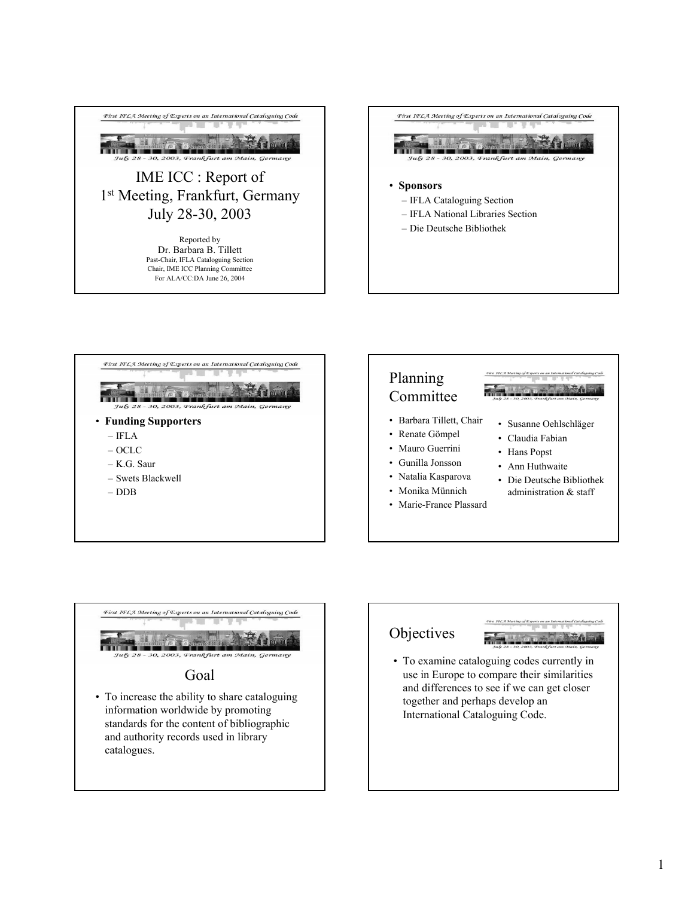# IME ICC : Report of 1st Meeting, Frankfurt, Germany July 28-30, 2003

Reported by
Dr. Barbara B. Tillett
Past-Chair, IFLA Cataloguing Section
Chair, IME ICC Planning Committee
For ALA/CC:DA June 26, 2004

---

- **Sponsors**
  - IFLA Cataloguing Section
  - IFLA National Libraries Section
  - Die Deutsche Bibliothek

---

- **Funding Supporters**
  - IFLA
  - OCLC
  - K.G. Saur
  - Swets Blackwell
  - DDB

---

## Planning Committee

- Barbara Tillett, Chair
- Renate Gömpel
- Mauro Guerrini
- Gunilla Jonsson
- Natalia Kasparova
- Monika Münnich
- Marie-France Plassard
- Susanne Oehlschläger
- Claudia Fabian
- Hans Popst
- Ann Huthwaite
- Die Deutsche Bibliothek administration & staff

---

## Goal

- To increase the ability to share cataloguing information worldwide by promoting standards for the content of bibliographic and authority records used in library catalogues.

---

## Objectives

- To examine cataloguing codes currently in use in Europe to compare their similarities and differences to see if we can get closer together and perhaps develop an International Cataloguing Code.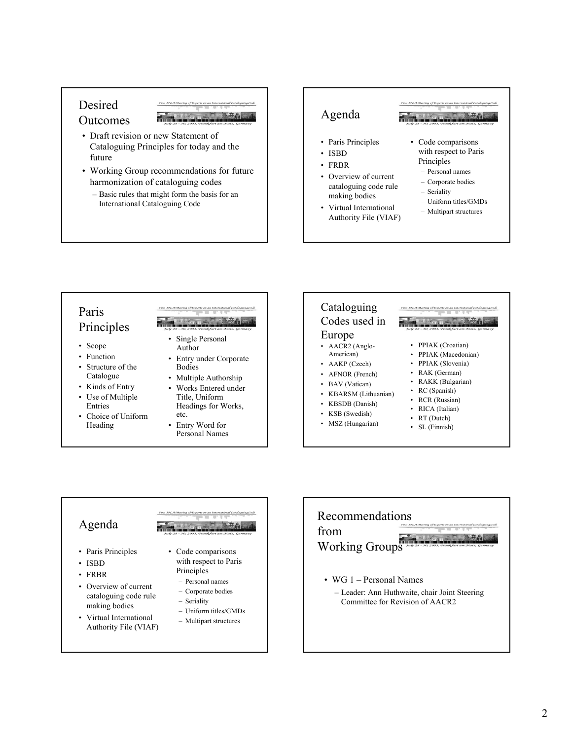## Desired Outcomes

- Draft revision or new Statement of Cataloguing Principles for today and the future
- Working Group recommendations for future harmonization of cataloguing codes
  - Basic rules that might form the basis for an International Cataloguing Code

## Agenda

- Paris Principles
- ISBD
- FRBR
- Overview of current cataloguing code rule making bodies
- Virtual International Authority File (VIAF)
- Code comparisons with respect to Paris Principles
  - Personal names
  - Corporate bodies
  - Seriality
  - Uniform titles/GMDs
  - Multipart structures

## Paris Principles

- Scope
- Function
- Structure of the Catalogue
- Kinds of Entry
- Use of Multiple Entries
- Choice of Uniform Heading
- Single Personal Author
- Entry under Corporate Bodies
- Multiple Authorship
- Works Entered under Title, Uniform Headings for Works, etc.
- Entry Word for Personal Names

## Cataloguing Codes used in Europe

- AACR2 (Anglo-American)
- AAKP (Czech)
- AFNOR (French)
- BAV (Vatican)
- KBARSM (Lithuanian)
- KBSDB (Danish)
- KSB (Swedish)
- MSZ (Hungarian)
- PPIAK (Croatian)
- PPIAK (Macedonian)
- PPIAK (Slovenia)
- RAK (German)
- RAKK (Bulgarian)
- RC (Spanish)
- RCR (Russian)
- RICA (Italian)
- RT (Dutch)
- SL (Finnish)

## Agenda

- Paris Principles
- ISBD
- FRBR
- Overview of current cataloguing code rule making bodies
- Virtual International Authority File (VIAF)
- Code comparisons with respect to Paris Principles
  - Personal names
  - Corporate bodies
  - Seriality
  - Uniform titles/GMDs
  - Multipart structures

## Recommendations from Working Groups

- WG 1 – Personal Names
  - Leader: Ann Huthwaite, chair Joint Steering Committee for Revision of AACR2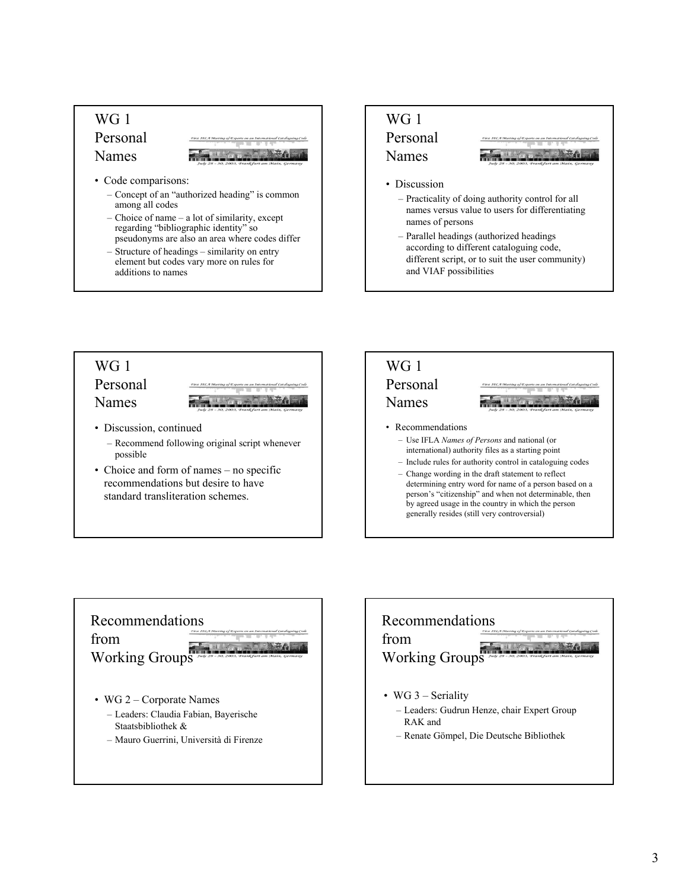## WG 1 Personal Names

- Code comparisons:
  - Concept of an "authorized heading" is common among all codes
  - Choice of name – a lot of similarity, except regarding "bibliographic identity" so pseudonyms are also an area where codes differ
  - Structure of headings – similarity on entry element but codes vary more on rules for additions to names

## WG 1 Personal Names

- Discussion
  - Practicality of doing authority control for all names versus value to users for differentiating names of persons
  - Parallel headings (authorized headings according to different cataloguing code, different script, or to suit the user community) and VIAF possibilities

## WG 1 Personal Names

- Discussion, continued
  - Recommend following original script whenever possible
- Choice and form of names – no specific recommendations but desire to have standard transliteration schemes.

## WG 1 Personal Names

- Recommendations
  - Use IFLA *Names of Persons* and national (or international) authority files as a starting point
  - Include rules for authority control in cataloguing codes
  - Change wording in the draft statement to reflect determining entry word for name of a person based on a person's "citizenship" and when not determinable, then by agreed usage in the country in which the person generally resides (still very controversial)

## Recommendations from Working Groups

- WG 2 – Corporate Names
  - Leaders: Claudia Fabian, Bayerische Staatsbibliothek &
  - Mauro Guerrini, Università di Firenze

## Recommendations from Working Groups

- WG 3 – Seriality
  - Leaders: Gudrun Henze, chair Expert Group RAK and
  - Renate Gömpel, Die Deutsche Bibliothek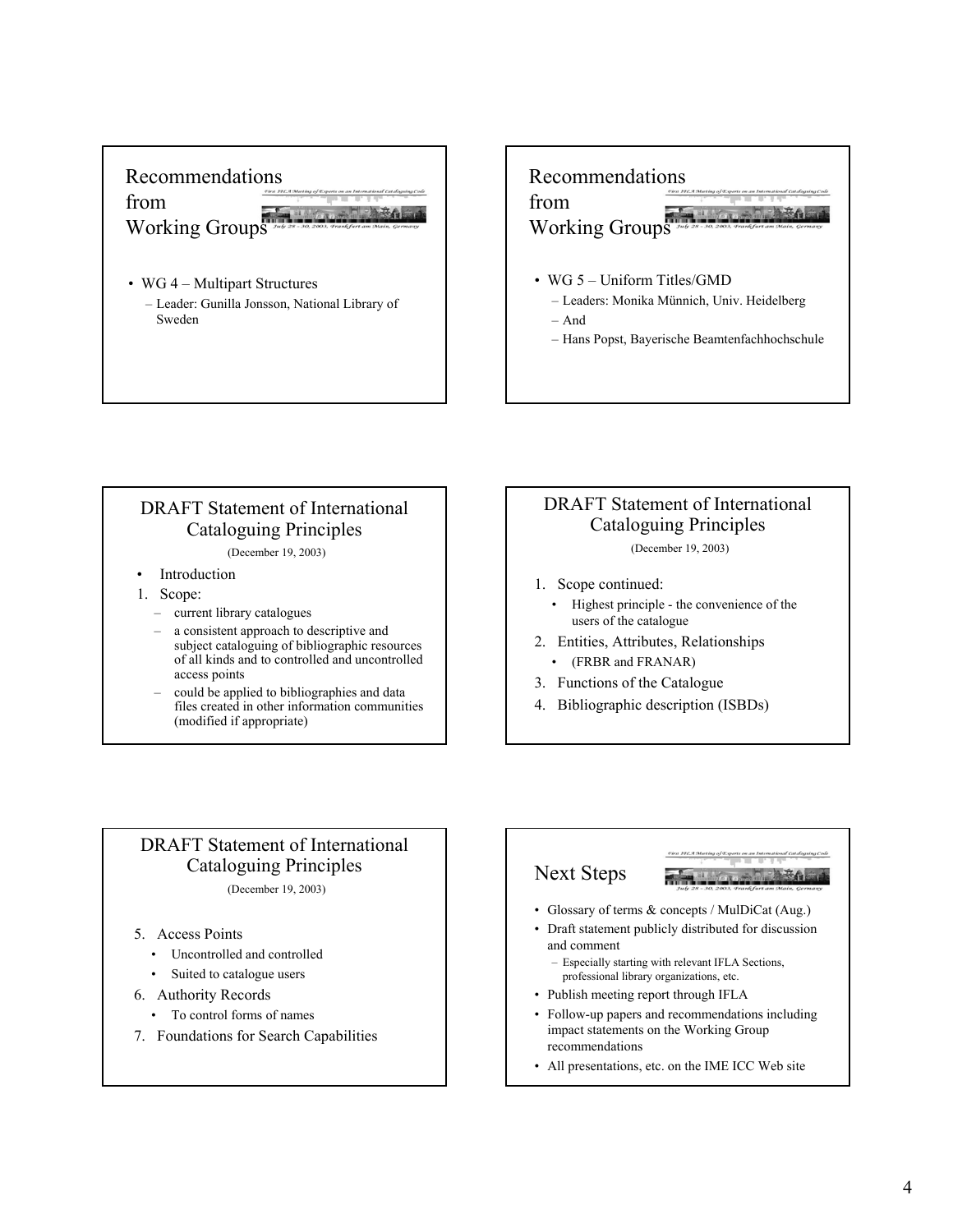## Recommendations from Working Groups

- WG 4 – Multipart Structures
  - Leader: Gunilla Jonsson, National Library of Sweden

## Recommendations from Working Groups

- WG 5 – Uniform Titles/GMD
  - Leaders: Monika Münnich, Univ. Heidelberg
  - And
  - Hans Popst, Bayerische Beamtenfachhochschule

## DRAFT Statement of International Cataloguing Principles

(December 19, 2003)

- Introduction

1. Scope:
   - current library catalogues
   - a consistent approach to descriptive and subject cataloguing of bibliographic resources of all kinds and to controlled and uncontrolled access points
   - could be applied to bibliographies and data files created in other information communities (modified if appropriate)

## DRAFT Statement of International Cataloguing Principles

(December 19, 2003)

1. Scope continued:
   - Highest principle - the convenience of the users of the catalogue
2. Entities, Attributes, Relationships
   - (FRBR and FRANAR)
3. Functions of the Catalogue
4. Bibliographic description (ISBDs)

## DRAFT Statement of International Cataloguing Principles

(December 19, 2003)

5. Access Points
   - Uncontrolled and controlled
   - Suited to catalogue users
6. Authority Records
   - To control forms of names
7. Foundations for Search Capabilities

## Next Steps

- Glossary of terms & concepts / MulDiCat (Aug.)
- Draft statement publicly distributed for discussion and comment
  - Especially starting with relevant IFLA Sections, professional library organizations, etc.
- Publish meeting report through IFLA
- Follow-up papers and recommendations including impact statements on the Working Group recommendations
- All presentations, etc. on the IME ICC Web site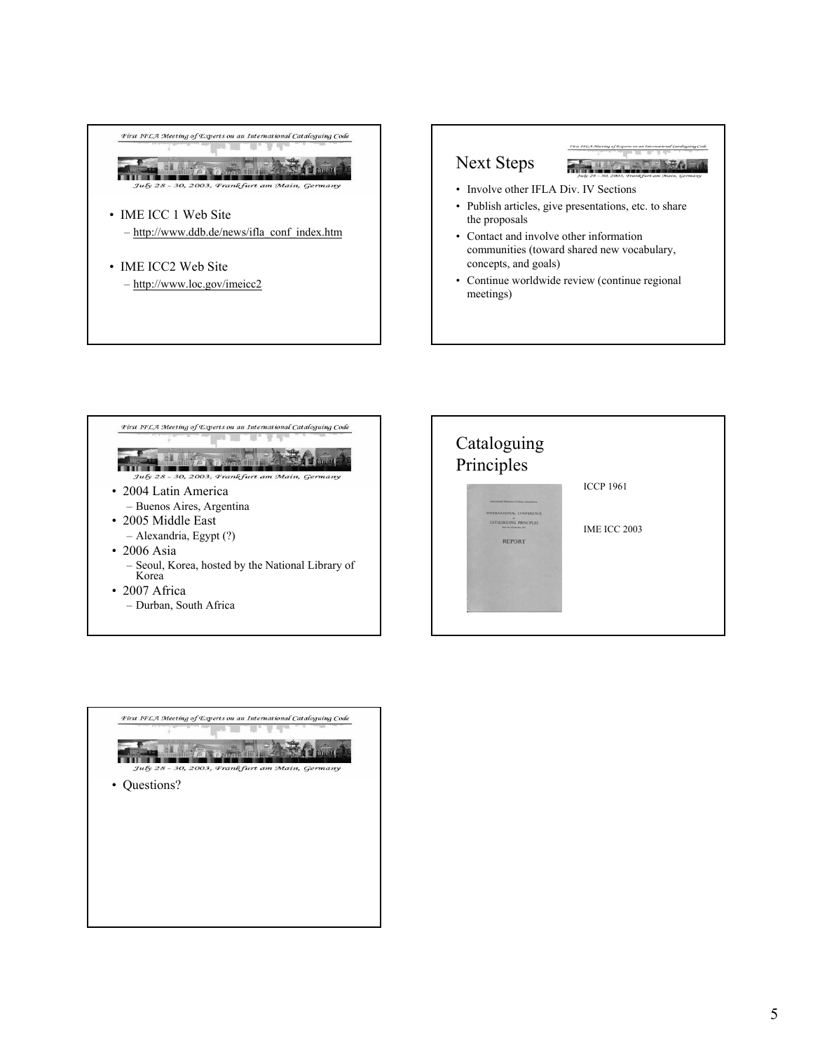*First IFLA Meeting of Experts on an International Cataloguing Code*

*July 28 – 30, 2003, Frankfurt am Main, Germany*

- IME ICC 1 Web Site
  - http://www.ddb.de/news/ifla_conf_index.htm
- IME ICC2 Web Site
  - http://www.loc.gov/imeicc2

## Next Steps

- Involve other IFLA Div. IV Sections
- Publish articles, give presentations, etc. to share the proposals
- Contact and involve other information communities (toward shared new vocabulary, concepts, and goals)
- Continue worldwide review (continue regional meetings)

*First IFLA Meeting of Experts on an International Cataloguing Code*

*July 28 – 30, 2003, Frankfurt am Main, Germany*

- 2004 Latin America
  - Buenos Aires, Argentina
- 2005 Middle East
  - Alexandria, Egypt (?)
- 2006 Asia
  - Seoul, Korea, hosted by the National Library of Korea
- 2007 Africa
  - Durban, South Africa

## Cataloguing Principles

ICCP 1961

IME ICC 2003

*First IFLA Meeting of Experts on an International Cataloguing Code*

*July 28 – 30, 2003, Frankfurt am Main, Germany*

- Questions?